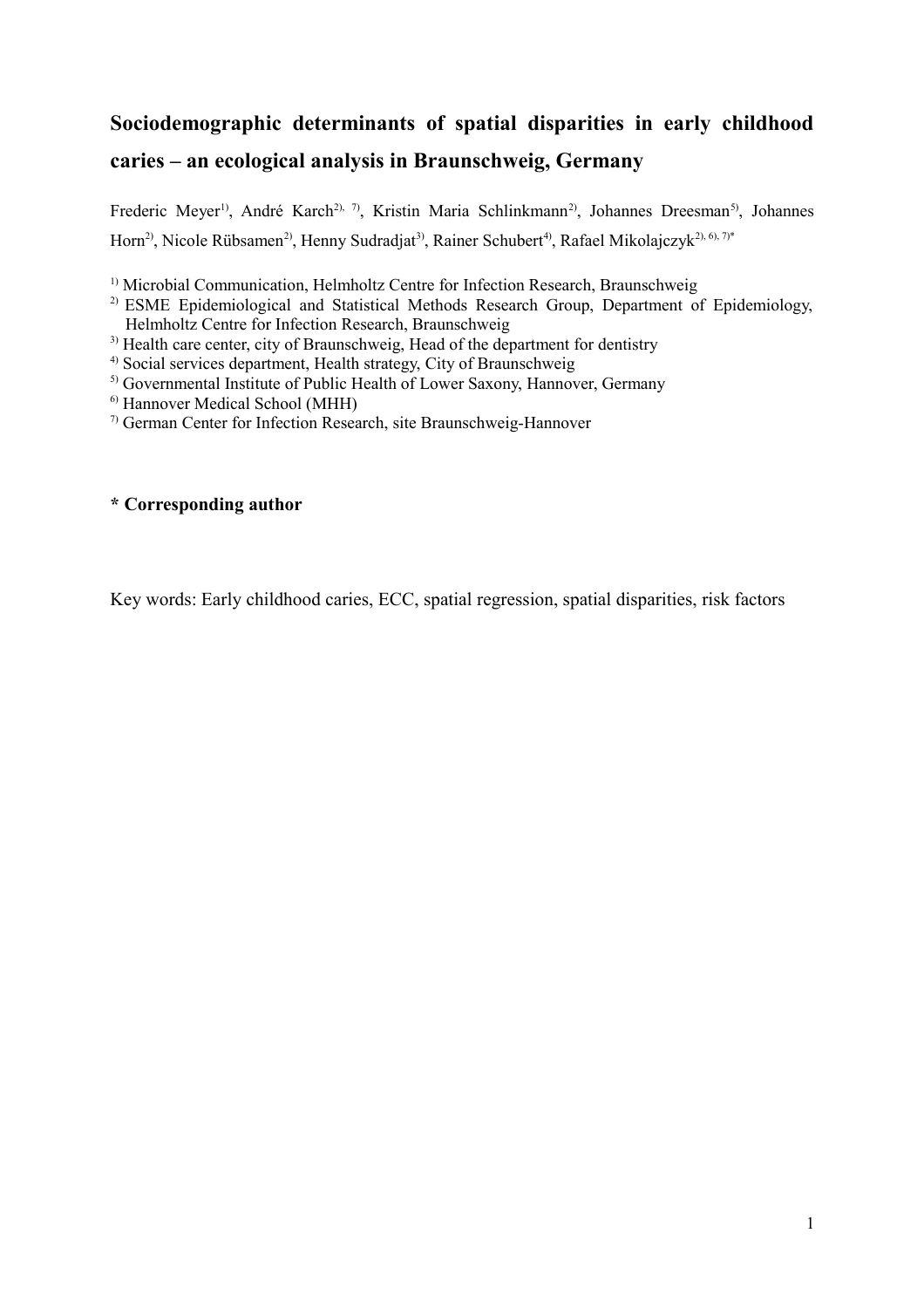# Sociodemographic determinants of spatial disparities in early childhood caries – an ecological analysis in Braunschweig, Germany

Frederic Meyer[1], André Karch[2, 7], Kristin Maria Schlinkmann[2], Johannes Dreesman[5], Johannes Horn[2], Nicole Rübsamen[2], Henny Sudradjat[3], Rainer Schubert[4], Rafael Mikolajczyk[2, 6, 7]*

[1] Microbial Communication, Helmholtz Centre for Infection Research, Braunschweig
[2] ESME Epidemiological and Statistical Methods Research Group, Department of Epidemiology, Helmholtz Centre for Infection Research, Braunschweig
[3] Health care center, city of Braunschweig, Head of the department for dentistry
[4] Social services department, Health strategy, City of Braunschweig
[5] Governmental Institute of Public Health of Lower Saxony, Hannover, Germany
[6] Hannover Medical School (MHH)
[7] German Center for Infection Research, site Braunschweig-Hannover

**\* Corresponding author**

Key words: Early childhood caries, ECC, spatial regression, spatial disparities, risk factors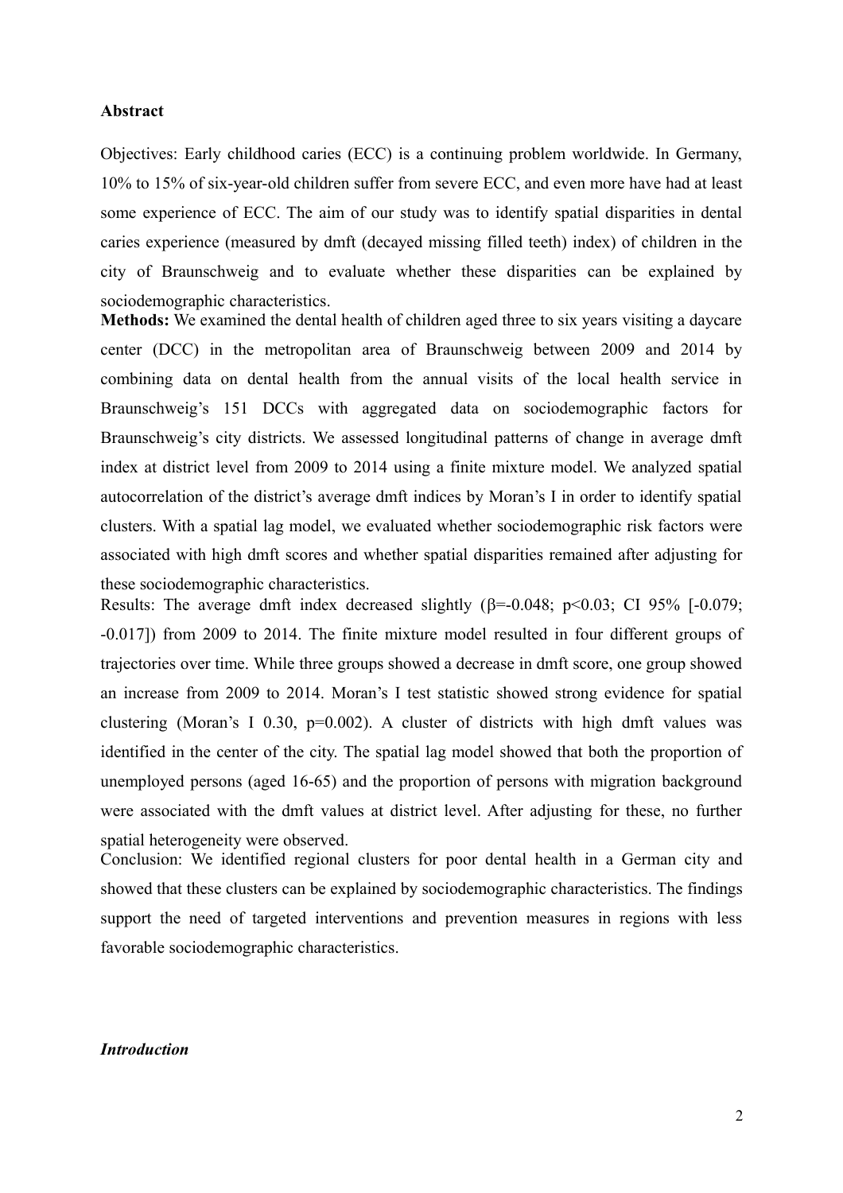## Abstract

Objectives: Early childhood caries (ECC) is a continuing problem worldwide. In Germany, 10% to 15% of six-year-old children suffer from severe ECC, and even more have had at least some experience of ECC. The aim of our study was to identify spatial disparities in dental caries experience (measured by dmft (decayed missing filled teeth) index) of children in the city of Braunschweig and to evaluate whether these disparities can be explained by sociodemographic characteristics.

**Methods:** We examined the dental health of children aged three to six years visiting a daycare center (DCC) in the metropolitan area of Braunschweig between 2009 and 2014 by combining data on dental health from the annual visits of the local health service in Braunschweig's 151 DCCs with aggregated data on sociodemographic factors for Braunschweig's city districts. We assessed longitudinal patterns of change in average dmft index at district level from 2009 to 2014 using a finite mixture model. We analyzed spatial autocorrelation of the district's average dmft indices by Moran's I in order to identify spatial clusters. With a spatial lag model, we evaluated whether sociodemographic risk factors were associated with high dmft scores and whether spatial disparities remained after adjusting for these sociodemographic characteristics.

Results: The average dmft index decreased slightly ($\beta$=-0.048; $p<0.03$; CI 95% [-0.079; -0.017]) from 2009 to 2014. The finite mixture model resulted in four different groups of trajectories over time. While three groups showed a decrease in dmft score, one group showed an increase from 2009 to 2014. Moran's I test statistic showed strong evidence for spatial clustering (Moran's I 0.30, p=0.002). A cluster of districts with high dmft values was identified in the center of the city. The spatial lag model showed that both the proportion of unemployed persons (aged 16-65) and the proportion of persons with migration background were associated with the dmft values at district level. After adjusting for these, no further spatial heterogeneity were observed.

Conclusion: We identified regional clusters for poor dental health in a German city and showed that these clusters can be explained by sociodemographic characteristics. The findings support the need of targeted interventions and prevention measures in regions with less favorable sociodemographic characteristics.

## *Introduction*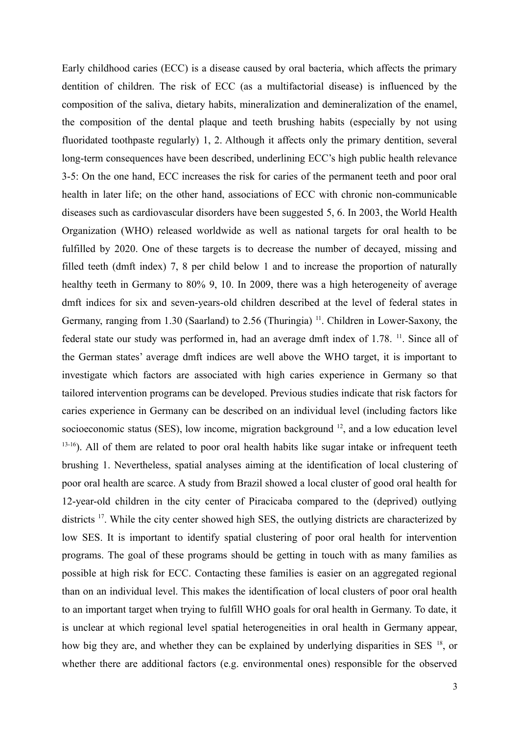Early childhood caries (ECC) is a disease caused by oral bacteria, which affects the primary dentition of children. The risk of ECC (as a multifactorial disease) is influenced by the composition of the saliva, dietary habits, mineralization and demineralization of the enamel, the composition of the dental plaque and teeth brushing habits (especially by not using fluoridated toothpaste regularly) 1, 2. Although it affects only the primary dentition, several long-term consequences have been described, underlining ECC's high public health relevance 3-5: On the one hand, ECC increases the risk for caries of the permanent teeth and poor oral health in later life; on the other hand, associations of ECC with chronic non-communicable diseases such as cardiovascular disorders have been suggested 5, 6. In 2003, the World Health Organization (WHO) released worldwide as well as national targets for oral health to be fulfilled by 2020. One of these targets is to decrease the number of decayed, missing and filled teeth (dmft index) 7, 8 per child below 1 and to increase the proportion of naturally healthy teeth in Germany to 80% 9, 10. In 2009, there was a high heterogeneity of average dmft indices for six and seven-years-old children described at the level of federal states in Germany, ranging from 1.30 (Saarland) to 2.56 (Thuringia) [11]. Children in Lower-Saxony, the federal state our study was performed in, had an average dmft index of 1.78. [11]. Since all of the German states' average dmft indices are well above the WHO target, it is important to investigate which factors are associated with high caries experience in Germany so that tailored intervention programs can be developed. Previous studies indicate that risk factors for caries experience in Germany can be described on an individual level (including factors like socioeconomic status (SES), low income, migration background [12], and a low education level [13-16]). All of them are related to poor oral health habits like sugar intake or infrequent teeth brushing 1. Nevertheless, spatial analyses aiming at the identification of local clustering of poor oral health are scarce. A study from Brazil showed a local cluster of good oral health for 12-year-old children in the city center of Piracicaba compared to the (deprived) outlying districts [17]. While the city center showed high SES, the outlying districts are characterized by low SES. It is important to identify spatial clustering of poor oral health for intervention programs. The goal of these programs should be getting in touch with as many families as possible at high risk for ECC. Contacting these families is easier on an aggregated regional than on an individual level. This makes the identification of local clusters of poor oral health to an important target when trying to fulfill WHO goals for oral health in Germany. To date, it is unclear at which regional level spatial heterogeneities in oral health in Germany appear, how big they are, and whether they can be explained by underlying disparities in SES [18], or whether there are additional factors (e.g. environmental ones) responsible for the observed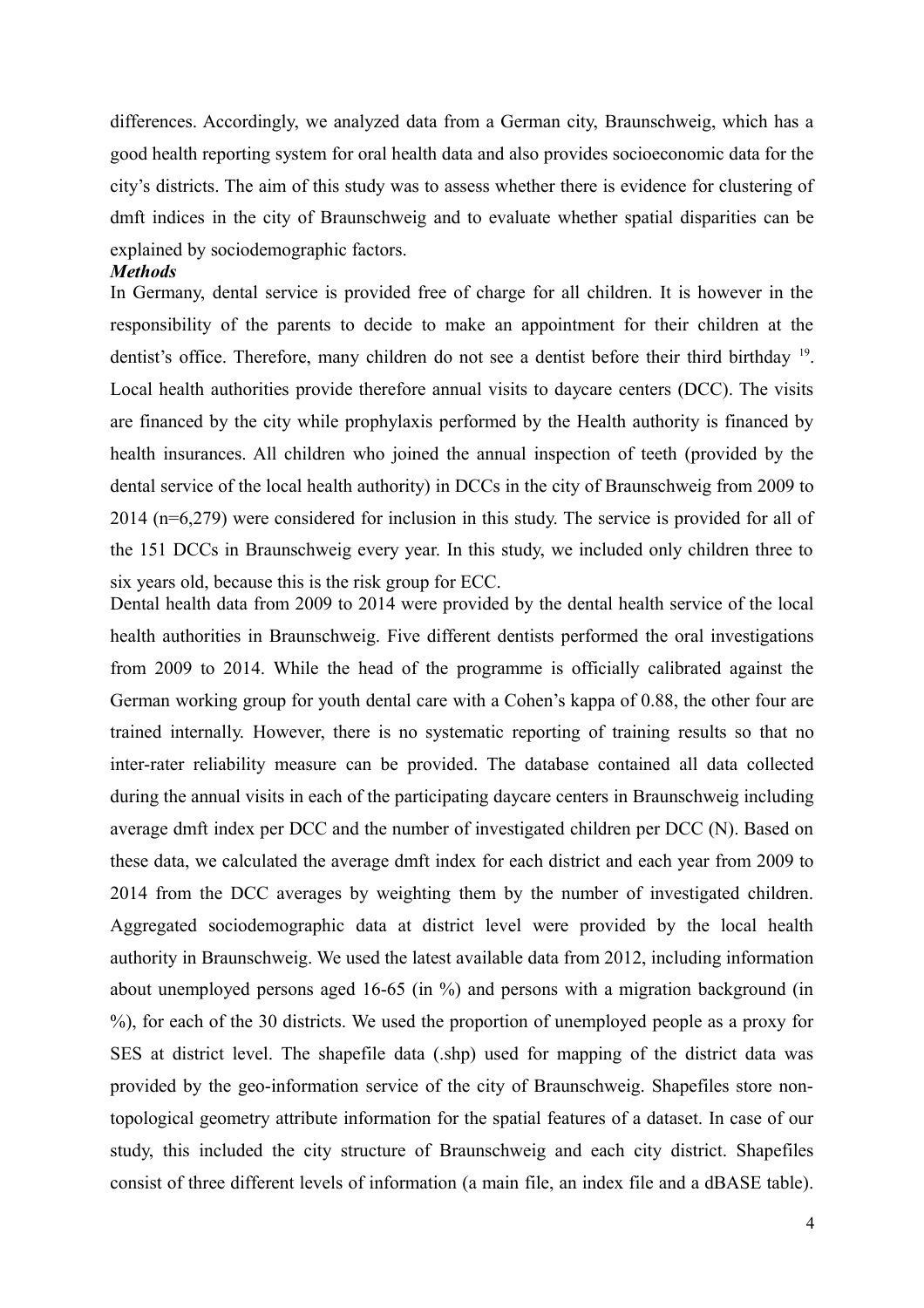differences. Accordingly, we analyzed data from a German city, Braunschweig, which has a good health reporting system for oral health data and also provides socioeconomic data for the city's districts. The aim of this study was to assess whether there is evidence for clustering of dmft indices in the city of Braunschweig and to evaluate whether spatial disparities can be explained by sociodemographic factors.

## *Methods*

In Germany, dental service is provided free of charge for all children. It is however in the responsibility of the parents to decide to make an appointment for their children at the dentist's office. Therefore, many children do not see a dentist before their third birthday [19]. Local health authorities provide therefore annual visits to daycare centers (DCC). The visits are financed by the city while prophylaxis performed by the Health authority is financed by health insurances. All children who joined the annual inspection of teeth (provided by the dental service of the local health authority) in DCCs in the city of Braunschweig from 2009 to 2014 (n=6,279) were considered for inclusion in this study. The service is provided for all of the 151 DCCs in Braunschweig every year. In this study, we included only children three to six years old, because this is the risk group for ECC.

Dental health data from 2009 to 2014 were provided by the dental health service of the local health authorities in Braunschweig. Five different dentists performed the oral investigations from 2009 to 2014. While the head of the programme is officially calibrated against the German working group for youth dental care with a Cohen's kappa of 0.88, the other four are trained internally. However, there is no systematic reporting of training results so that no inter-rater reliability measure can be provided. The database contained all data collected during the annual visits in each of the participating daycare centers in Braunschweig including average dmft index per DCC and the number of investigated children per DCC (N). Based on these data, we calculated the average dmft index for each district and each year from 2009 to 2014 from the DCC averages by weighting them by the number of investigated children. Aggregated sociodemographic data at district level were provided by the local health authority in Braunschweig. We used the latest available data from 2012, including information about unemployed persons aged 16-65 (in %) and persons with a migration background (in %), for each of the 30 districts. We used the proportion of unemployed people as a proxy for SES at district level. The shapefile data (.shp) used for mapping of the district data was provided by the geo-information service of the city of Braunschweig. Shapefiles store non-topological geometry attribute information for the spatial features of a dataset. In case of our study, this included the city structure of Braunschweig and each city district. Shapefiles consist of three different levels of information (a main file, an index file and a dBASE table).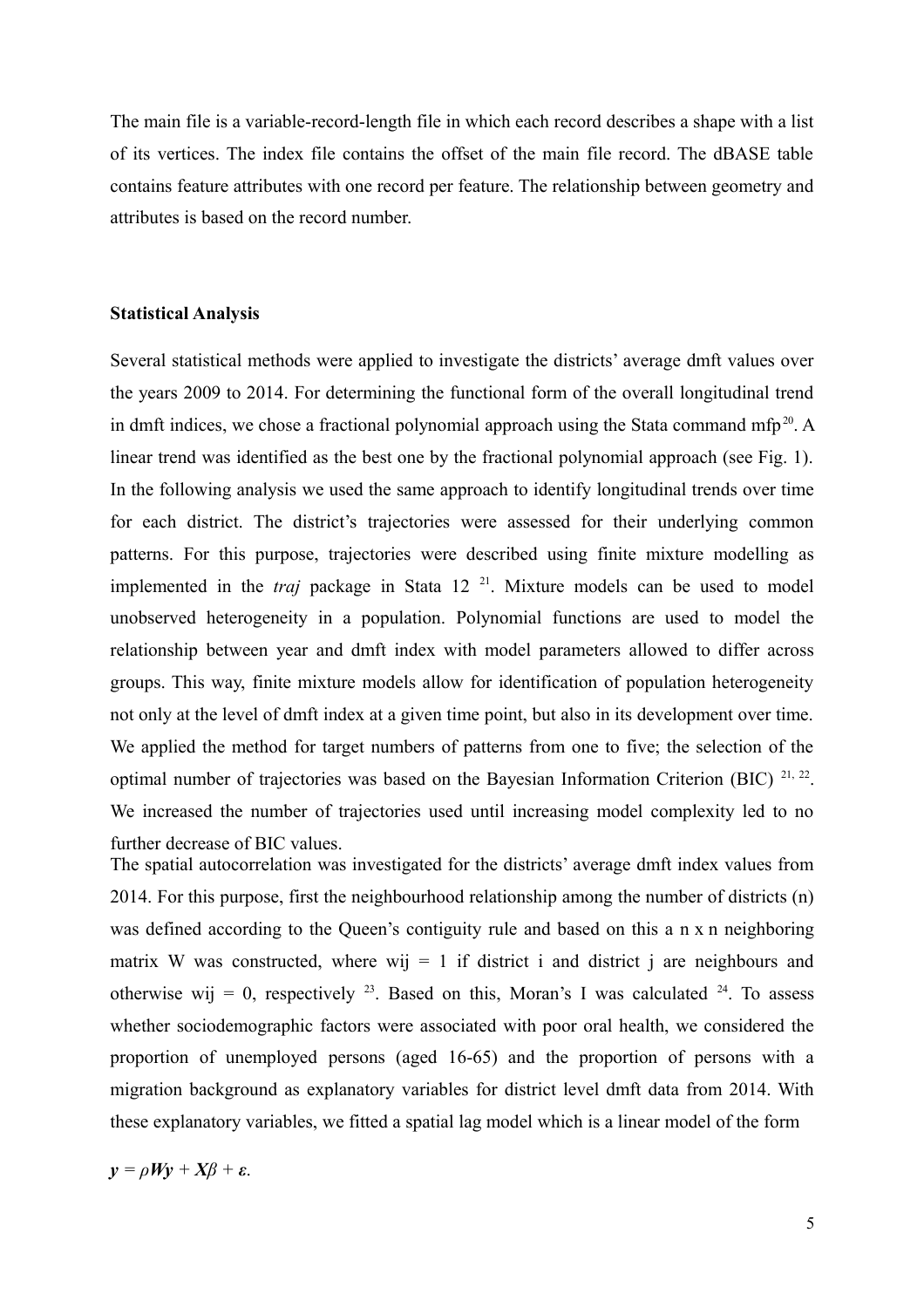The main file is a variable-record-length file in which each record describes a shape with a list of its vertices. The index file contains the offset of the main file record. The dBASE table contains feature attributes with one record per feature. The relationship between geometry and attributes is based on the record number.

**Statistical Analysis**

Several statistical methods were applied to investigate the districts' average dmft values over the years 2009 to 2014. For determining the functional form of the overall longitudinal trend in dmft indices, we chose a fractional polynomial approach using the Stata command mfp[20]. A linear trend was identified as the best one by the fractional polynomial approach (see Fig. 1). In the following analysis we used the same approach to identify longitudinal trends over time for each district. The district's trajectories were assessed for their underlying common patterns. For this purpose, trajectories were described using finite mixture modelling as implemented in the *traj* package in Stata 12 [21]. Mixture models can be used to model unobserved heterogeneity in a population. Polynomial functions are used to model the relationship between year and dmft index with model parameters allowed to differ across groups. This way, finite mixture models allow for identification of population heterogeneity not only at the level of dmft index at a given time point, but also in its development over time. We applied the method for target numbers of patterns from one to five; the selection of the optimal number of trajectories was based on the Bayesian Information Criterion (BIC) [21, 22]. We increased the number of trajectories used until increasing model complexity led to no further decrease of BIC values.

The spatial autocorrelation was investigated for the districts' average dmft index values from 2014. For this purpose, first the neighbourhood relationship among the number of districts (n) was defined according to the Queen's contiguity rule and based on this a n x n neighboring matrix W was constructed, where $w_{ij} = 1$ if district i and district j are neighbours and otherwise $w_{ij} = 0$, respectively [23]. Based on this, Moran's I was calculated [24]. To assess whether sociodemographic factors were associated with poor oral health, we considered the proportion of unemployed persons (aged 16-65) and the proportion of persons with a migration background as explanatory variables for district level dmft data from 2014. With these explanatory variables, we fitted a spatial lag model which is a linear model of the form

$$\boldsymbol{y} = \rho \boldsymbol{W}\boldsymbol{y} + \boldsymbol{X}\beta + \boldsymbol{\varepsilon}.$$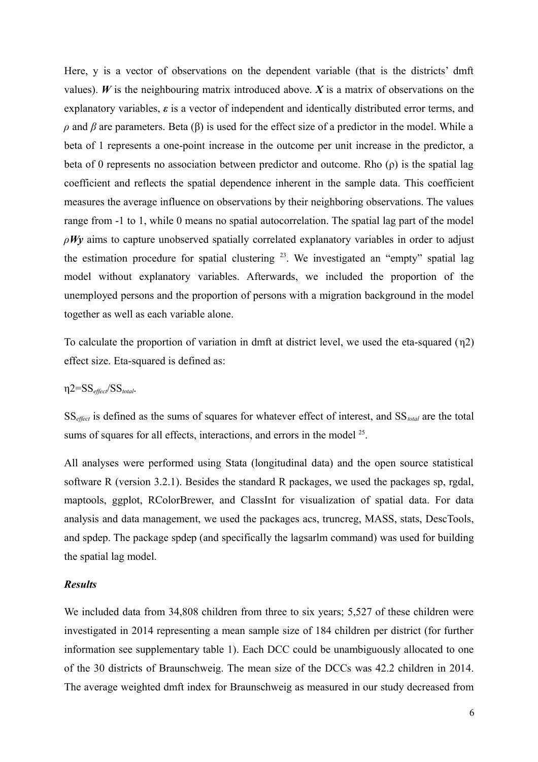Here, y is a vector of observations on the dependent variable (that is the districts' dmft values). $\boldsymbol{W}$ is the neighbouring matrix introduced above. $\boldsymbol{X}$ is a matrix of observations on the explanatory variables, $\boldsymbol{\varepsilon}$ is a vector of independent and identically distributed error terms, and $\rho$ and $\beta$ are parameters. Beta (β) is used for the effect size of a predictor in the model. While a beta of 1 represents a one-point increase in the outcome per unit increase in the predictor, a beta of 0 represents no association between predictor and outcome. Rho (ρ) is the spatial lag coefficient and reflects the spatial dependence inherent in the sample data. This coefficient measures the average influence on observations by their neighboring observations. The values range from -1 to 1, while 0 means no spatial autocorrelation. The spatial lag part of the model $\rho \boldsymbol{Wy}$ aims to capture unobserved spatially correlated explanatory variables in order to adjust the estimation procedure for spatial clustering [23]. We investigated an "empty" spatial lag model without explanatory variables. Afterwards, we included the proportion of the unemployed persons and the proportion of persons with a migration background in the model together as well as each variable alone.

To calculate the proportion of variation in dmft at district level, we used the eta-squared (η2) effect size. Eta-squared is defined as:

$$\eta^2 = SS_{effect}/SS_{total}.$$

$SS_{effect}$ is defined as the sums of squares for whatever effect of interest, and $SS_{total}$ are the total sums of squares for all effects, interactions, and errors in the model [25].

All analyses were performed using Stata (longitudinal data) and the open source statistical software R (version 3.2.1). Besides the standard R packages, we used the packages sp, rgdal, maptools, ggplot, RColorBrewer, and ClassInt for visualization of spatial data. For data analysis and data management, we used the packages acs, truncreg, MASS, stats, DescTools, and spdep. The package spdep (and specifically the lagsarlm command) was used for building the spatial lag model.

### *Results*

We included data from 34,808 children from three to six years; 5,527 of these children were investigated in 2014 representing a mean sample size of 184 children per district (for further information see supplementary table 1). Each DCC could be unambiguously allocated to one of the 30 districts of Braunschweig. The mean size of the DCCs was 42.2 children in 2014. The average weighted dmft index for Braunschweig as measured in our study decreased from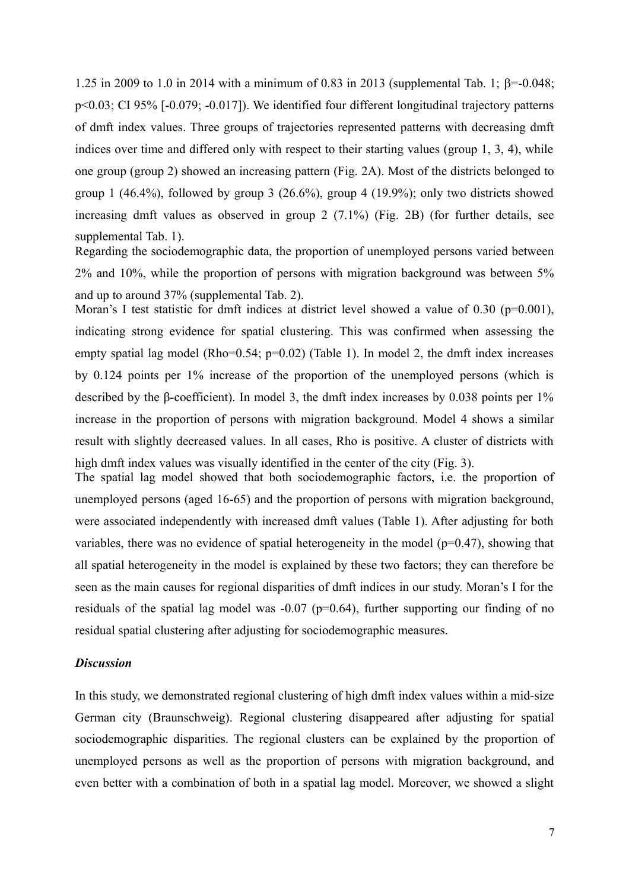1.25 in 2009 to 1.0 in 2014 with a minimum of 0.83 in 2013 (supplemental Tab. 1; $\beta$=-0.048; $p$<0.03; CI 95% [-0.079; -0.017]). We identified four different longitudinal trajectory patterns of dmft index values. Three groups of trajectories represented patterns with decreasing dmft indices over time and differed only with respect to their starting values (group 1, 3, 4), while one group (group 2) showed an increasing pattern (Fig. 2A). Most of the districts belonged to group 1 (46.4%), followed by group 3 (26.6%), group 4 (19.9%); only two districts showed increasing dmft values as observed in group 2 (7.1%) (Fig. 2B) (for further details, see supplemental Tab. 1).

Regarding the sociodemographic data, the proportion of unemployed persons varied between 2% and 10%, while the proportion of persons with migration background was between 5% and up to around 37% (supplemental Tab. 2).

Moran's I test statistic for dmft indices at district level showed a value of 0.30 ($p$=0.001), indicating strong evidence for spatial clustering. This was confirmed when assessing the empty spatial lag model (Rho=0.54; $p$=0.02) (Table 1). In model 2, the dmft index increases by 0.124 points per 1% increase of the proportion of the unemployed persons (which is described by the $\beta$-coefficient). In model 3, the dmft index increases by 0.038 points per 1% increase in the proportion of persons with migration background. Model 4 shows a similar result with slightly decreased values. In all cases, Rho is positive. A cluster of districts with high dmft index values was visually identified in the center of the city (Fig. 3).

The spatial lag model showed that both sociodemographic factors, i.e. the proportion of unemployed persons (aged 16-65) and the proportion of persons with migration background, were associated independently with increased dmft values (Table 1). After adjusting for both variables, there was no evidence of spatial heterogeneity in the model ($p$=0.47), showing that all spatial heterogeneity in the model is explained by these two factors; they can therefore be seen as the main causes for regional disparities of dmft indices in our study. Moran's I for the residuals of the spatial lag model was -0.07 ($p$=0.64), further supporting our finding of no residual spatial clustering after adjusting for sociodemographic measures.

### *Discussion*

In this study, we demonstrated regional clustering of high dmft index values within a mid-size German city (Braunschweig). Regional clustering disappeared after adjusting for spatial sociodemographic disparities. The regional clusters can be explained by the proportion of unemployed persons as well as the proportion of persons with migration background, and even better with a combination of both in a spatial lag model. Moreover, we showed a slight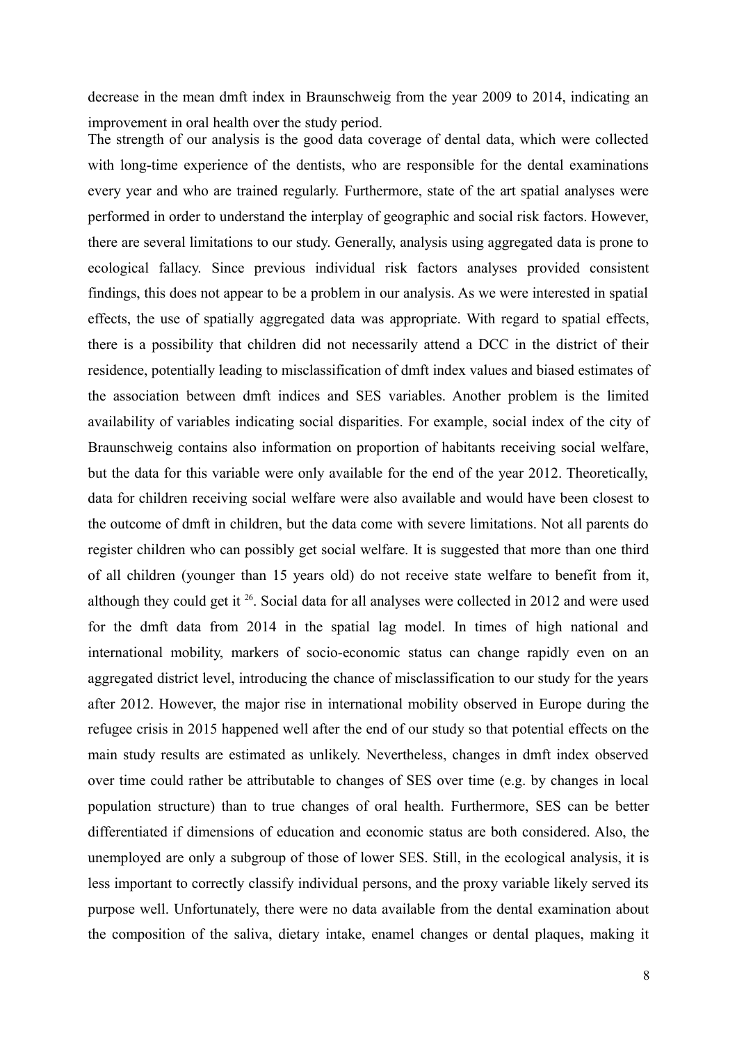decrease in the mean dmft index in Braunschweig from the year 2009 to 2014, indicating an improvement in oral health over the study period.

The strength of our analysis is the good data coverage of dental data, which were collected with long-time experience of the dentists, who are responsible for the dental examinations every year and who are trained regularly. Furthermore, state of the art spatial analyses were performed in order to understand the interplay of geographic and social risk factors. However, there are several limitations to our study. Generally, analysis using aggregated data is prone to ecological fallacy. Since previous individual risk factors analyses provided consistent findings, this does not appear to be a problem in our analysis. As we were interested in spatial effects, the use of spatially aggregated data was appropriate. With regard to spatial effects, there is a possibility that children did not necessarily attend a DCC in the district of their residence, potentially leading to misclassification of dmft index values and biased estimates of the association between dmft indices and SES variables. Another problem is the limited availability of variables indicating social disparities. For example, social index of the city of Braunschweig contains also information on proportion of habitants receiving social welfare, but the data for this variable were only available for the end of the year 2012. Theoretically, data for children receiving social welfare were also available and would have been closest to the outcome of dmft in children, but the data come with severe limitations. Not all parents do register children who can possibly get social welfare. It is suggested that more than one third of all children (younger than 15 years old) do not receive state welfare to benefit from it, although they could get it [26]. Social data for all analyses were collected in 2012 and were used for the dmft data from 2014 in the spatial lag model. In times of high national and international mobility, markers of socio-economic status can change rapidly even on an aggregated district level, introducing the chance of misclassification to our study for the years after 2012. However, the major rise in international mobility observed in Europe during the refugee crisis in 2015 happened well after the end of our study so that potential effects on the main study results are estimated as unlikely. Nevertheless, changes in dmft index observed over time could rather be attributable to changes of SES over time (e.g. by changes in local population structure) than to true changes of oral health. Furthermore, SES can be better differentiated if dimensions of education and economic status are both considered. Also, the unemployed are only a subgroup of those of lower SES. Still, in the ecological analysis, it is less important to correctly classify individual persons, and the proxy variable likely served its purpose well. Unfortunately, there were no data available from the dental examination about the composition of the saliva, dietary intake, enamel changes or dental plaques, making it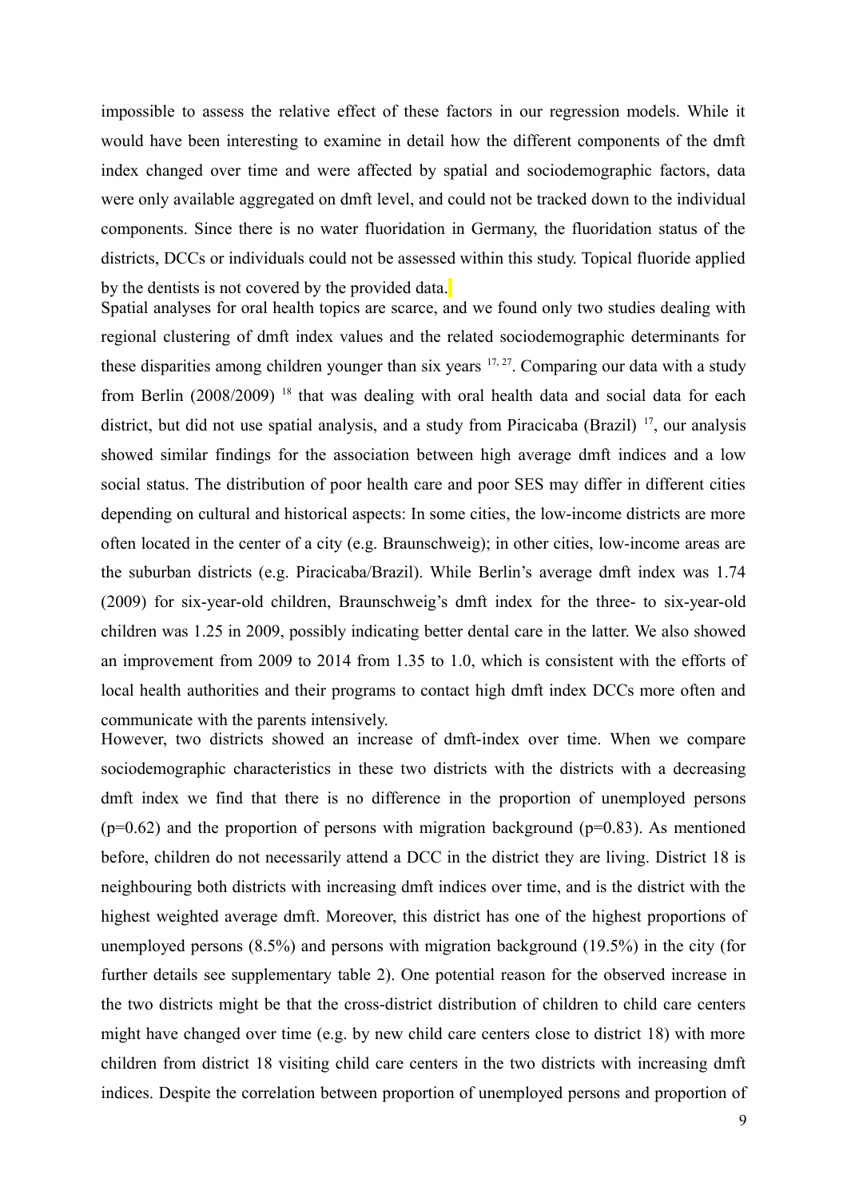impossible to assess the relative effect of these factors in our regression models. While it would have been interesting to examine in detail how the different components of the dmft index changed over time and were affected by spatial and sociodemographic factors, data were only available aggregated on dmft level, and could not be tracked down to the individual components. Since there is no water fluoridation in Germany, the fluoridation status of the districts, DCCs or individuals could not be assessed within this study. Topical fluoride applied by the dentists is not covered by the provided data.

Spatial analyses for oral health topics are scarce, and we found only two studies dealing with regional clustering of dmft index values and the related sociodemographic determinants for these disparities among children younger than six years [17, 27]. Comparing our data with a study from Berlin (2008/2009) [18] that was dealing with oral health data and social data for each district, but did not use spatial analysis, and a study from Piracicaba (Brazil) [17], our analysis showed similar findings for the association between high average dmft indices and a low social status. The distribution of poor health care and poor SES may differ in different cities depending on cultural and historical aspects: In some cities, the low-income districts are more often located in the center of a city (e.g. Braunschweig); in other cities, low-income areas are the suburban districts (e.g. Piracicaba/Brazil). While Berlin's average dmft index was 1.74 (2009) for six-year-old children, Braunschweig's dmft index for the three- to six-year-old children was 1.25 in 2009, possibly indicating better dental care in the latter. We also showed an improvement from 2009 to 2014 from 1.35 to 1.0, which is consistent with the efforts of local health authorities and their programs to contact high dmft index DCCs more often and communicate with the parents intensively.

However, two districts showed an increase of dmft-index over time. When we compare sociodemographic characteristics in these two districts with the districts with a decreasing dmft index we find that there is no difference in the proportion of unemployed persons ($p=0.62$) and the proportion of persons with migration background ($p=0.83$). As mentioned before, children do not necessarily attend a DCC in the district they are living. District 18 is neighbouring both districts with increasing dmft indices over time, and is the district with the highest weighted average dmft. Moreover, this district has one of the highest proportions of unemployed persons (8.5%) and persons with migration background (19.5%) in the city (for further details see supplementary table 2). One potential reason for the observed increase in the two districts might be that the cross-district distribution of children to child care centers might have changed over time (e.g. by new child care centers close to district 18) with more children from district 18 visiting child care centers in the two districts with increasing dmft indices. Despite the correlation between proportion of unemployed persons and proportion of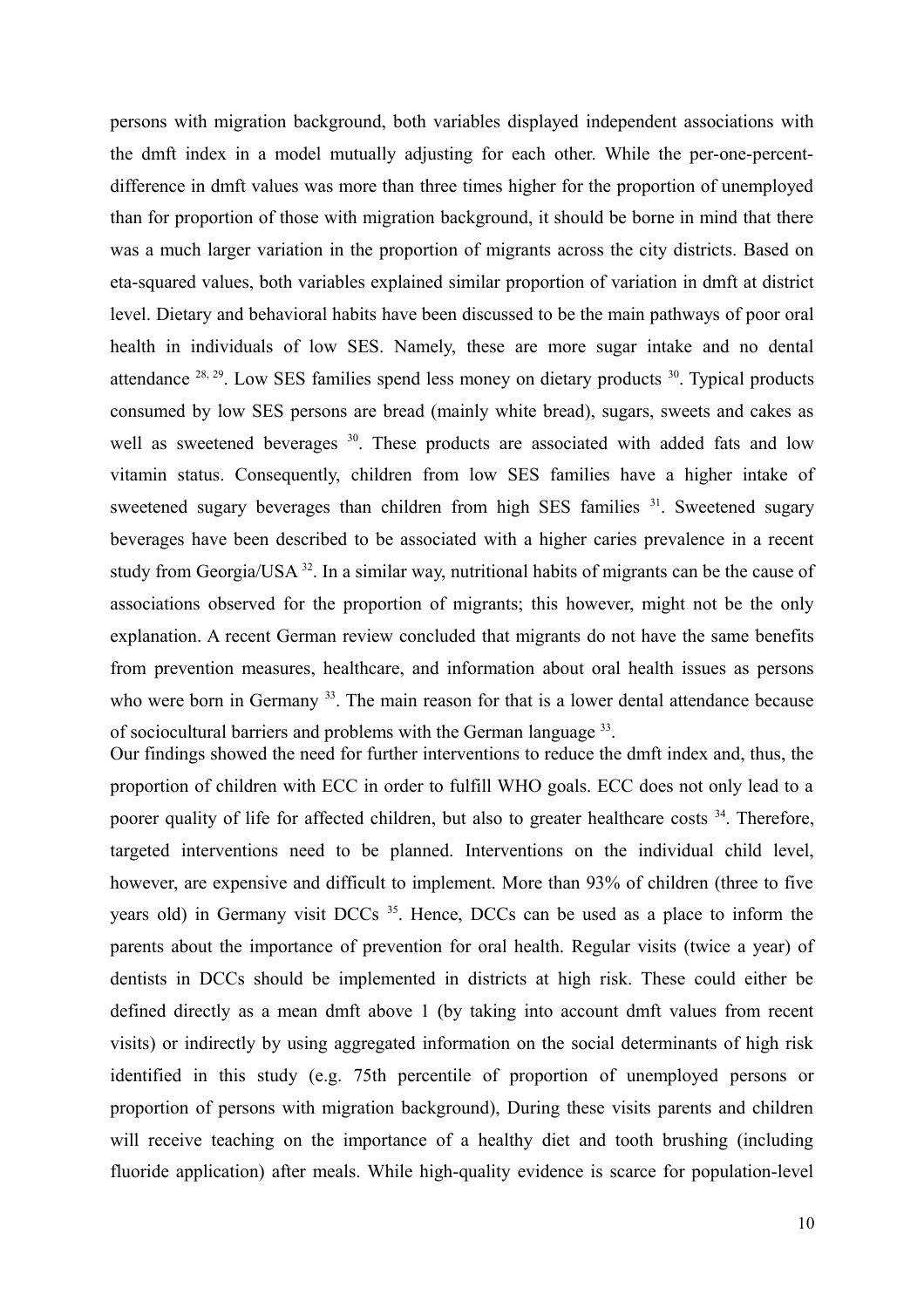persons with migration background, both variables displayed independent associations with the dmft index in a model mutually adjusting for each other. While the per-one-percent-difference in dmft values was more than three times higher for the proportion of unemployed than for proportion of those with migration background, it should be borne in mind that there was a much larger variation in the proportion of migrants across the city districts. Based on eta-squared values, both variables explained similar proportion of variation in dmft at district level. Dietary and behavioral habits have been discussed to be the main pathways of poor oral health in individuals of low SES. Namely, these are more sugar intake and no dental attendance [28, 29]. Low SES families spend less money on dietary products [30]. Typical products consumed by low SES persons are bread (mainly white bread), sugars, sweets and cakes as well as sweetened beverages [30]. These products are associated with added fats and low vitamin status. Consequently, children from low SES families have a higher intake of sweetened sugary beverages than children from high SES families [31]. Sweetened sugary beverages have been described to be associated with a higher caries prevalence in a recent study from Georgia/USA [32]. In a similar way, nutritional habits of migrants can be the cause of associations observed for the proportion of migrants; this however, might not be the only explanation. A recent German review concluded that migrants do not have the same benefits from prevention measures, healthcare, and information about oral health issues as persons who were born in Germany [33]. The main reason for that is a lower dental attendance because of sociocultural barriers and problems with the German language [33].

Our findings showed the need for further interventions to reduce the dmft index and, thus, the proportion of children with ECC in order to fulfill WHO goals. ECC does not only lead to a poorer quality of life for affected children, but also to greater healthcare costs [34]. Therefore, targeted interventions need to be planned. Interventions on the individual child level, however, are expensive and difficult to implement. More than 93% of children (three to five years old) in Germany visit DCCs [35]. Hence, DCCs can be used as a place to inform the parents about the importance of prevention for oral health. Regular visits (twice a year) of dentists in DCCs should be implemented in districts at high risk. These could either be defined directly as a mean dmft above 1 (by taking into account dmft values from recent visits) or indirectly by using aggregated information on the social determinants of high risk identified in this study (e.g. 75th percentile of proportion of unemployed persons or proportion of persons with migration background), During these visits parents and children will receive teaching on the importance of a healthy diet and tooth brushing (including fluoride application) after meals. While high-quality evidence is scarce for population-level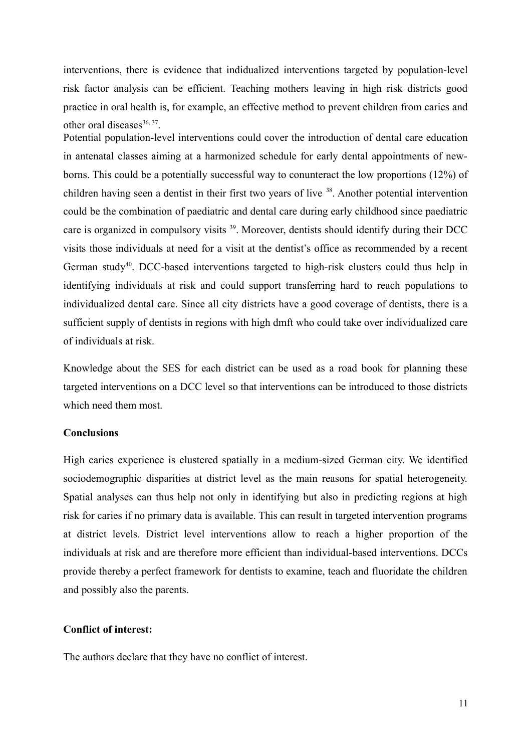interventions, there is evidence that indidualized interventions targeted by population-level risk factor analysis can be efficient. Teaching mothers leaving in high risk districts good practice in oral health is, for example, an effective method to prevent children from caries and other oral diseases[36, 37].

Potential population-level interventions could cover the introduction of dental care education in antenatal classes aiming at a harmonized schedule for early dental appointments of new-borns. This could be a potentially successful way to conunteract the low proportions (12%) of children having seen a dentist in their first two years of live [38]. Another potential intervention could be the combination of paediatric and dental care during early childhood since paediatric care is organized in compulsory visits [39]. Moreover, dentists should identify during their DCC visits those individuals at need for a visit at the dentist's office as recommended by a recent German study[40]. DCC-based interventions targeted to high-risk clusters could thus help in identifying individuals at risk and could support transferring hard to reach populations to individualized dental care. Since all city districts have a good coverage of dentists, there is a sufficient supply of dentists in regions with high dmft who could take over individualized care of individuals at risk.

Knowledge about the SES for each district can be used as a road book for planning these targeted interventions on a DCC level so that interventions can be introduced to those districts which need them most.

**Conclusions**

High caries experience is clustered spatially in a medium-sized German city. We identified sociodemographic disparities at district level as the main reasons for spatial heterogeneity. Spatial analyses can thus help not only in identifying but also in predicting regions at high risk for caries if no primary data is available. This can result in targeted intervention programs at district levels. District level interventions allow to reach a higher proportion of the individuals at risk and are therefore more efficient than individual-based interventions. DCCs provide thereby a perfect framework for dentists to examine, teach and fluoridate the children and possibly also the parents.

**Conflict of interest:**

The authors declare that they have no conflict of interest.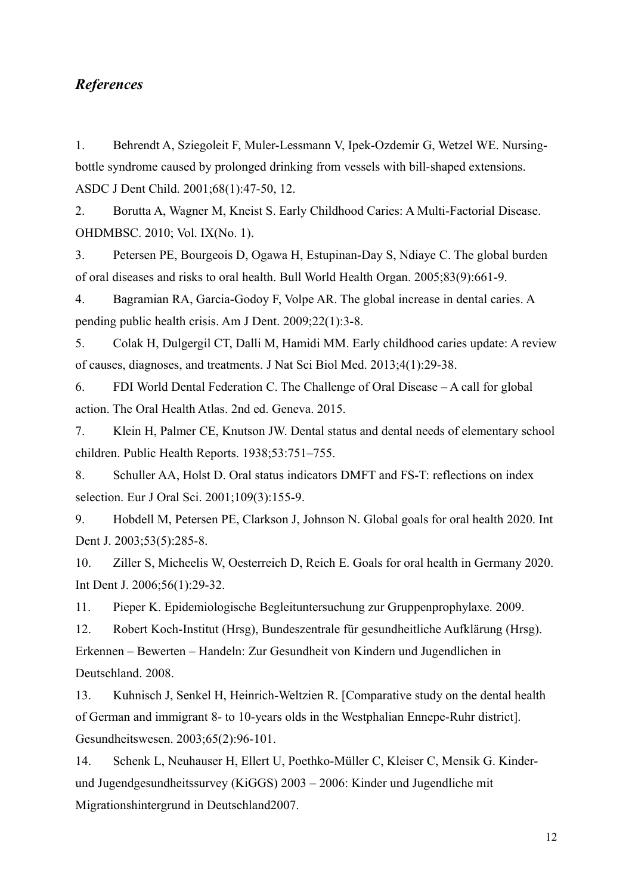## *References*

1. Behrendt A, Sziegoleit F, Muler-Lessmann V, Ipek-Ozdemir G, Wetzel WE. Nursing-bottle syndrome caused by prolonged drinking from vessels with bill-shaped extensions. ASDC J Dent Child. 2001;68(1):47-50, 12.

2. Borutta A, Wagner M, Kneist S. Early Childhood Caries: A Multi-Factorial Disease. OHDMBSC. 2010; Vol. IX(No. 1).

3. Petersen PE, Bourgeois D, Ogawa H, Estupinan-Day S, Ndiaye C. The global burden of oral diseases and risks to oral health. Bull World Health Organ. 2005;83(9):661-9.

4. Bagramian RA, Garcia-Godoy F, Volpe AR. The global increase in dental caries. A pending public health crisis. Am J Dent. 2009;22(1):3-8.

5. Colak H, Dulgergil CT, Dalli M, Hamidi MM. Early childhood caries update: A review of causes, diagnoses, and treatments. J Nat Sci Biol Med. 2013;4(1):29-38.

6. FDI World Dental Federation C. The Challenge of Oral Disease – A call for global action. The Oral Health Atlas. 2nd ed. Geneva. 2015.

7. Klein H, Palmer CE, Knutson JW. Dental status and dental needs of elementary school children. Public Health Reports. 1938;53:751–755.

8. Schuller AA, Holst D. Oral status indicators DMFT and FS-T: reflections on index selection. Eur J Oral Sci. 2001;109(3):155-9.

9. Hobdell M, Petersen PE, Clarkson J, Johnson N. Global goals for oral health 2020. Int Dent J. 2003;53(5):285-8.

10. Ziller S, Micheelis W, Oesterreich D, Reich E. Goals for oral health in Germany 2020. Int Dent J. 2006;56(1):29-32.

11. Pieper K. Epidemiologische Begleituntersuchung zur Gruppenprophylaxe. 2009.

12. Robert Koch-Institut (Hrsg), Bundeszentrale für gesundheitliche Aufklärung (Hrsg). Erkennen – Bewerten – Handeln: Zur Gesundheit von Kindern und Jugendlichen in Deutschland. 2008.

13. Kuhnisch J, Senkel H, Heinrich-Weltzien R. [Comparative study on the dental health of German and immigrant 8- to 10-years olds in the Westphalian Ennepe-Ruhr district]. Gesundheitswesen. 2003;65(2):96-101.

14. Schenk L, Neuhauser H, Ellert U, Poethko-Müller C, Kleiser C, Mensik G. Kinder- und Jugendgesundheitssurvey (KiGGS) 2003 – 2006: Kinder und Jugendliche mit Migrationshintergrund in Deutschland2007.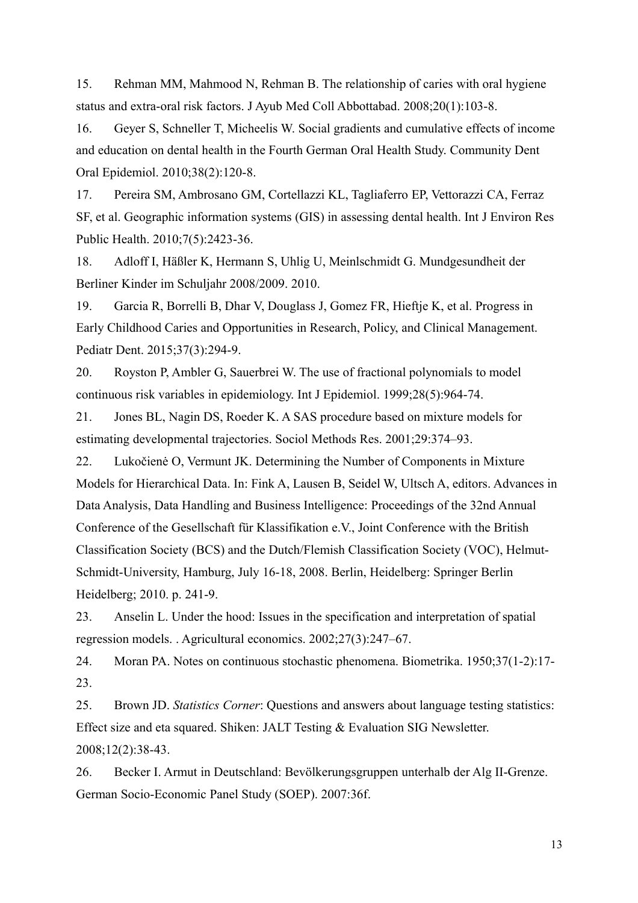15. Rehman MM, Mahmood N, Rehman B. The relationship of caries with oral hygiene status and extra-oral risk factors. J Ayub Med Coll Abbottabad. 2008;20(1):103-8.

16. Geyer S, Schneller T, Micheelis W. Social gradients and cumulative effects of income and education on dental health in the Fourth German Oral Health Study. Community Dent Oral Epidemiol. 2010;38(2):120-8.

17. Pereira SM, Ambrosano GM, Cortellazzi KL, Tagliaferro EP, Vettorazzi CA, Ferraz SF, et al. Geographic information systems (GIS) in assessing dental health. Int J Environ Res Public Health. 2010;7(5):2423-36.

18. Adloff I, Häßler K, Hermann S, Uhlig U, Meinlschmidt G. Mundgesundheit der Berliner Kinder im Schuljahr 2008/2009. 2010.

19. Garcia R, Borrelli B, Dhar V, Douglass J, Gomez FR, Hieftje K, et al. Progress in Early Childhood Caries and Opportunities in Research, Policy, and Clinical Management. Pediatr Dent. 2015;37(3):294-9.

20. Royston P, Ambler G, Sauerbrei W. The use of fractional polynomials to model continuous risk variables in epidemiology. Int J Epidemiol. 1999;28(5):964-74.

21. Jones BL, Nagin DS, Roeder K. A SAS procedure based on mixture models for estimating developmental trajectories. Sociol Methods Res. 2001;29:374–93.

22. Lukočienė O, Vermunt JK. Determining the Number of Components in Mixture Models for Hierarchical Data. In: Fink A, Lausen B, Seidel W, Ultsch A, editors. Advances in Data Analysis, Data Handling and Business Intelligence: Proceedings of the 32nd Annual Conference of the Gesellschaft für Klassifikation e.V., Joint Conference with the British Classification Society (BCS) and the Dutch/Flemish Classification Society (VOC), Helmut-Schmidt-University, Hamburg, July 16-18, 2008. Berlin, Heidelberg: Springer Berlin Heidelberg; 2010. p. 241-9.

23. Anselin L. Under the hood: Issues in the specification and interpretation of spatial regression models. . Agricultural economics. 2002;27(3):247–67.

24. Moran PA. Notes on continuous stochastic phenomena. Biometrika. 1950;37(1-2):17-23.

25. Brown JD. *Statistics Corner*: Questions and answers about language testing statistics: Effect size and eta squared. Shiken: JALT Testing & Evaluation SIG Newsletter. 2008;12(2):38-43.

26. Becker I. Armut in Deutschland: Bevölkerungsgruppen unterhalb der Alg II-Grenze. German Socio-Economic Panel Study (SOEP). 2007:36f.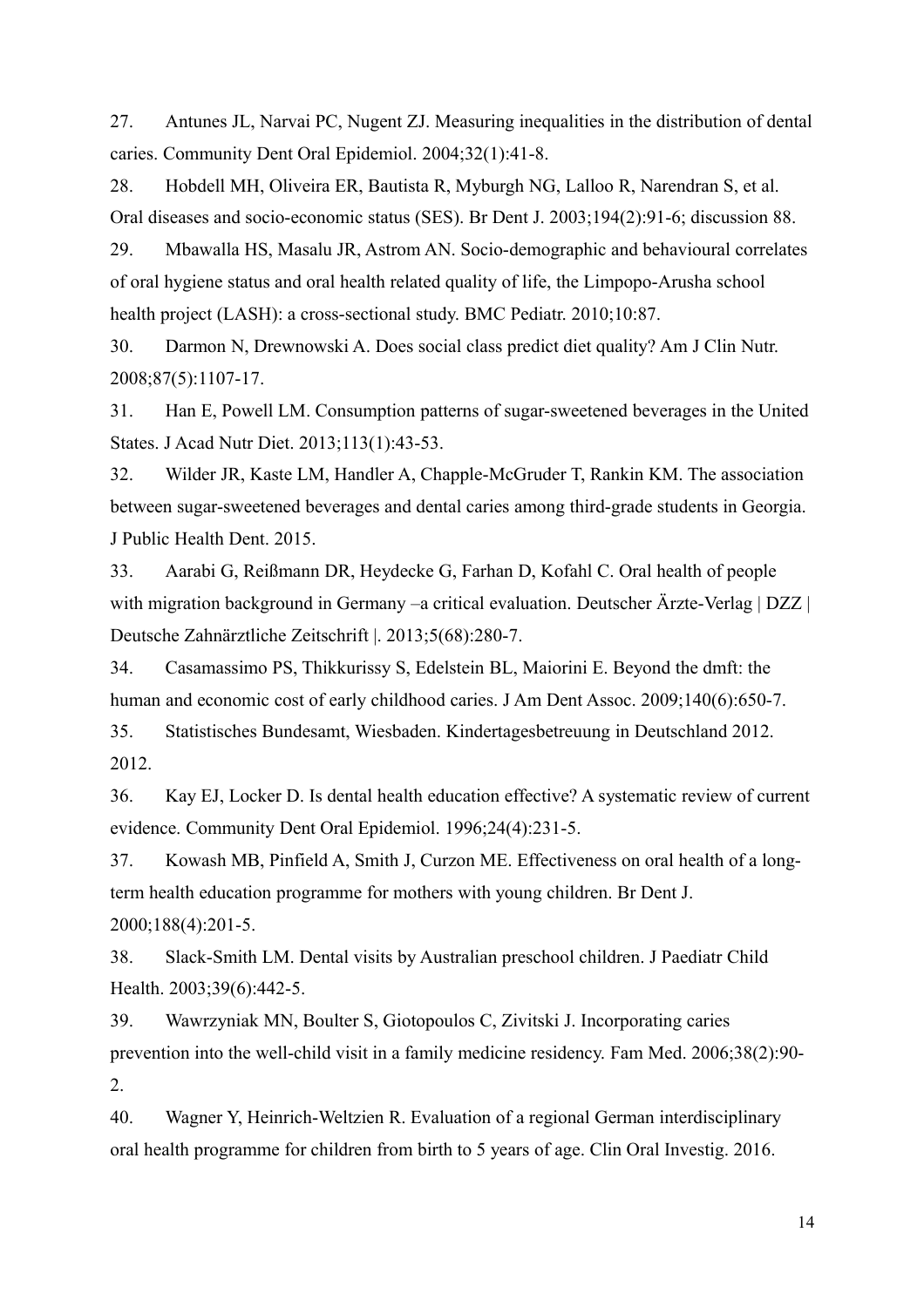27. Antunes JL, Narvai PC, Nugent ZJ. Measuring inequalities in the distribution of dental caries. Community Dent Oral Epidemiol. 2004;32(1):41-8.

28. Hobdell MH, Oliveira ER, Bautista R, Myburgh NG, Lalloo R, Narendran S, et al. Oral diseases and socio-economic status (SES). Br Dent J. 2003;194(2):91-6; discussion 88.

29. Mbawalla HS, Masalu JR, Astrom AN. Socio-demographic and behavioural correlates of oral hygiene status and oral health related quality of life, the Limpopo-Arusha school health project (LASH): a cross-sectional study. BMC Pediatr. 2010;10:87.

30. Darmon N, Drewnowski A. Does social class predict diet quality? Am J Clin Nutr. 2008;87(5):1107-17.

31. Han E, Powell LM. Consumption patterns of sugar-sweetened beverages in the United States. J Acad Nutr Diet. 2013;113(1):43-53.

32. Wilder JR, Kaste LM, Handler A, Chapple-McGruder T, Rankin KM. The association between sugar-sweetened beverages and dental caries among third-grade students in Georgia. J Public Health Dent. 2015.

33. Aarabi G, Reißmann DR, Heydecke G, Farhan D, Kofahl C. Oral health of people with migration background in Germany –a critical evaluation. Deutscher Ärzte-Verlag | DZZ | Deutsche Zahnärztliche Zeitschrift |. 2013;5(68):280-7.

34. Casamassimo PS, Thikkurissy S, Edelstein BL, Maiorini E. Beyond the dmft: the human and economic cost of early childhood caries. J Am Dent Assoc. 2009;140(6):650-7.

35. Statistisches Bundesamt, Wiesbaden. Kindertagesbetreuung in Deutschland 2012. 2012.

36. Kay EJ, Locker D. Is dental health education effective? A systematic review of current evidence. Community Dent Oral Epidemiol. 1996;24(4):231-5.

37. Kowash MB, Pinfield A, Smith J, Curzon ME. Effectiveness on oral health of a long-term health education programme for mothers with young children. Br Dent J. 2000;188(4):201-5.

38. Slack-Smith LM. Dental visits by Australian preschool children. J Paediatr Child Health. 2003;39(6):442-5.

39. Wawrzyniak MN, Boulter S, Giotopoulos C, Zivitski J. Incorporating caries prevention into the well-child visit in a family medicine residency. Fam Med. 2006;38(2):90-2.

40. Wagner Y, Heinrich-Weltzien R. Evaluation of a regional German interdisciplinary oral health programme for children from birth to 5 years of age. Clin Oral Investig. 2016.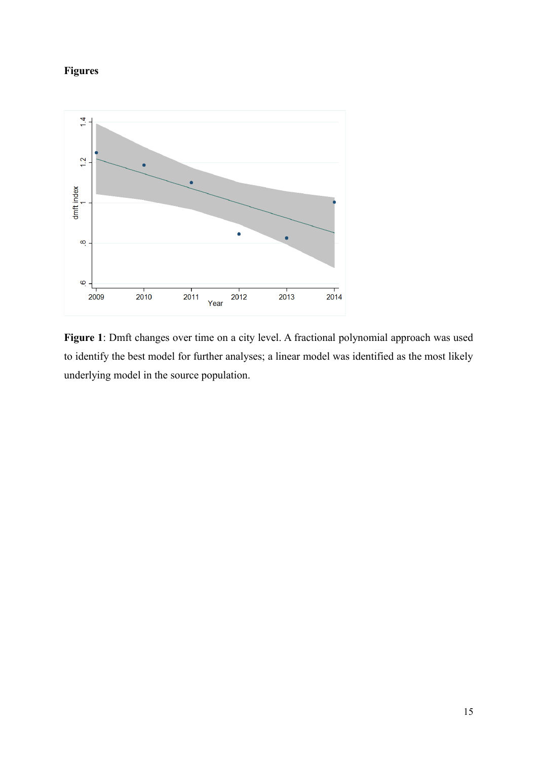**Figures**

**Figure 1**: Dmft changes over time on a city level. A fractional polynomial approach was used to identify the best model for further analyses; a linear model was identified as the most likely underlying model in the source population.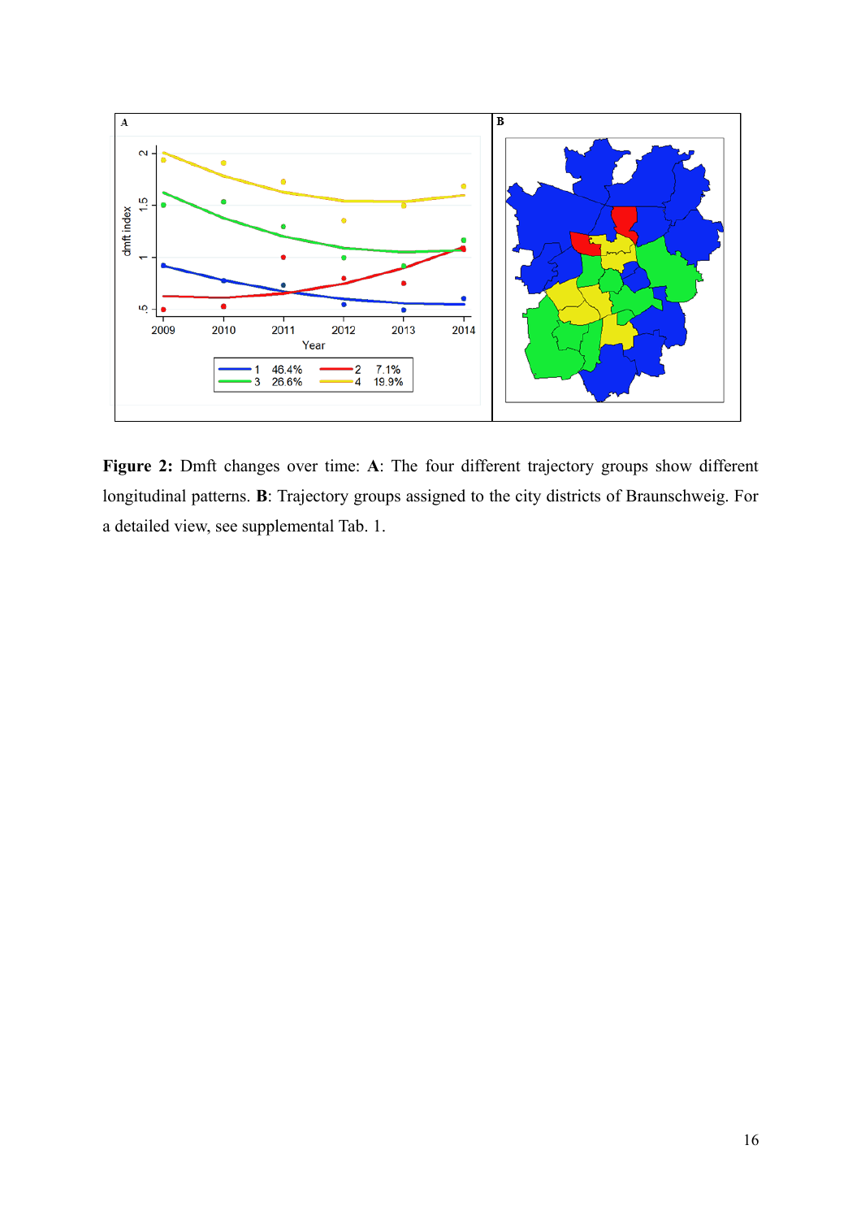**Figure 2:** Dmft changes over time: **A**: The four different trajectory groups show different longitudinal patterns. **B**: Trajectory groups assigned to the city districts of Braunschweig. For a detailed view, see supplemental Tab. 1.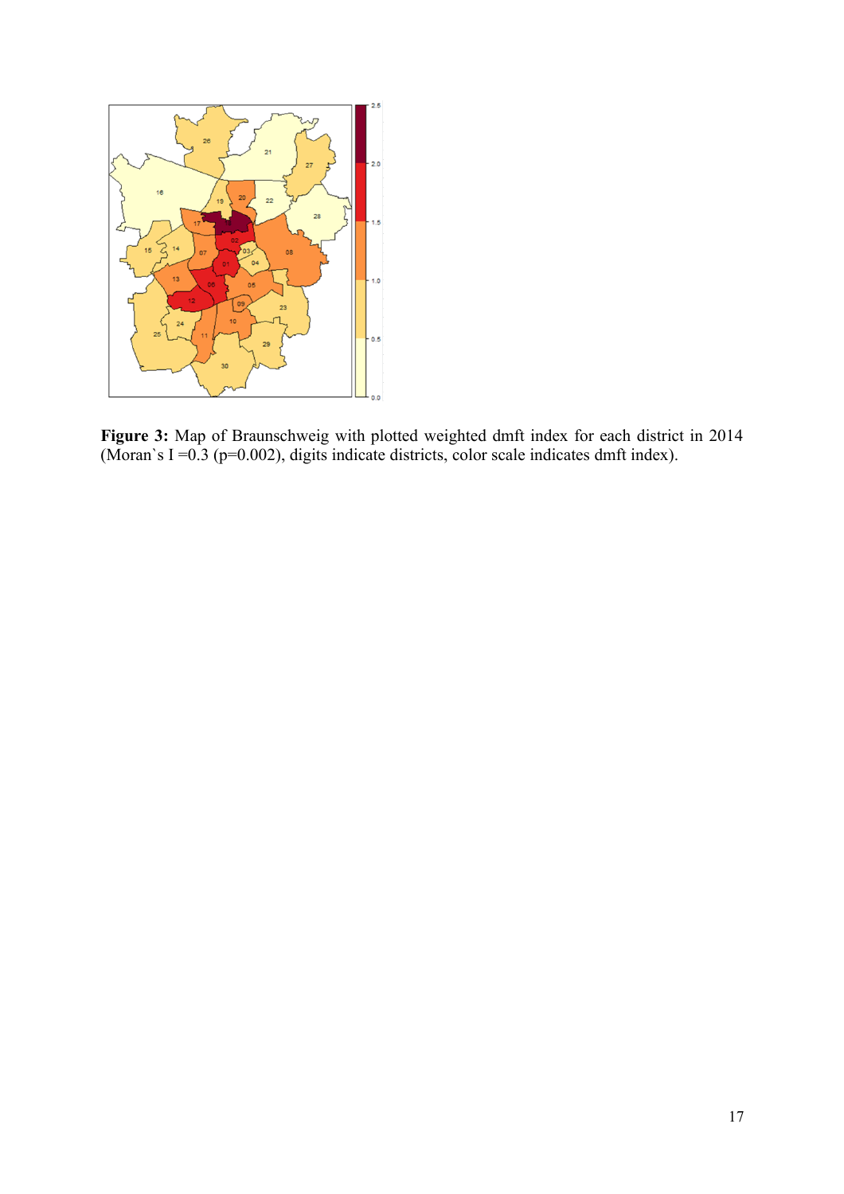**Figure 3:** Map of Braunschweig with plotted weighted dmft index for each district in 2014 (Moran`s I =0.3 (p=0.002), digits indicate districts, color scale indicates dmft index).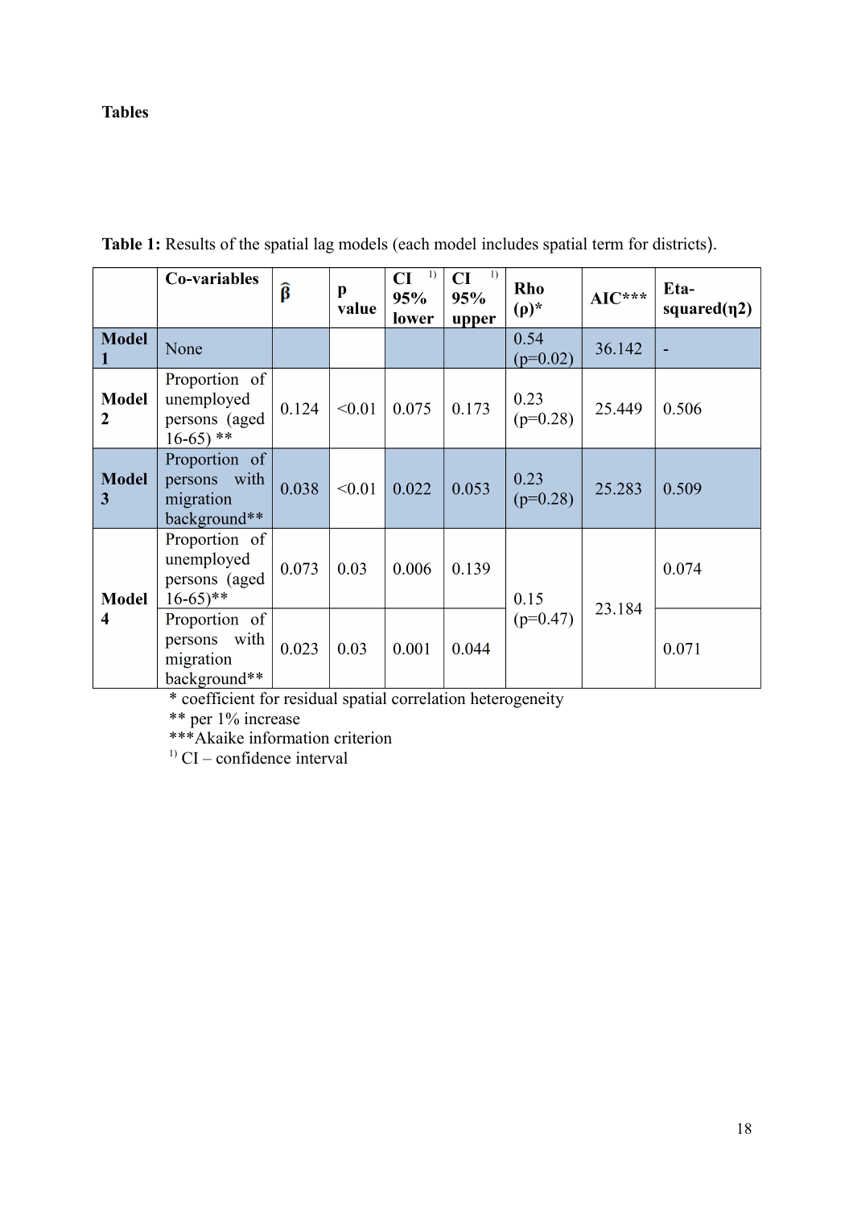**Tables**

**Table 1:** Results of the spatial lag models (each model includes spatial term for districts).

| | Co-variables | $\hat{\beta}$ | p value | CI [1] 95% lower | CI [1] 95% upper | Rho (ρ)* | AIC*** | Eta-squared(η2) |
|---|---|---|---|---|---|---|---|---|
| **Model 1** | None | | | | | 0.54 (p=0.02) | 36.142 | - |
| **Model 2** | Proportion of unemployed persons (aged 16-65) ** | 0.124 | <0.01 | 0.075 | 0.173 | 0.23 (p=0.28) | 25.449 | 0.506 |
| **Model 3** | Proportion of persons with migration background** | 0.038 | <0.01 | 0.022 | 0.053 | 0.23 (p=0.28) | 25.283 | 0.509 |
| **Model 4** | Proportion of unemployed persons (aged 16-65)** | 0.073 | 0.03 | 0.006 | 0.139 | 0.15 (p=0.47) | 23.184 | 0.074 |
| | Proportion of persons with migration background** | 0.023 | 0.03 | 0.001 | 0.044 | | | 0.071 |

\* coefficient for residual spatial correlation heterogeneity
\** per 1% increase
\***Akaike information criterion
[1] CI – confidence interval